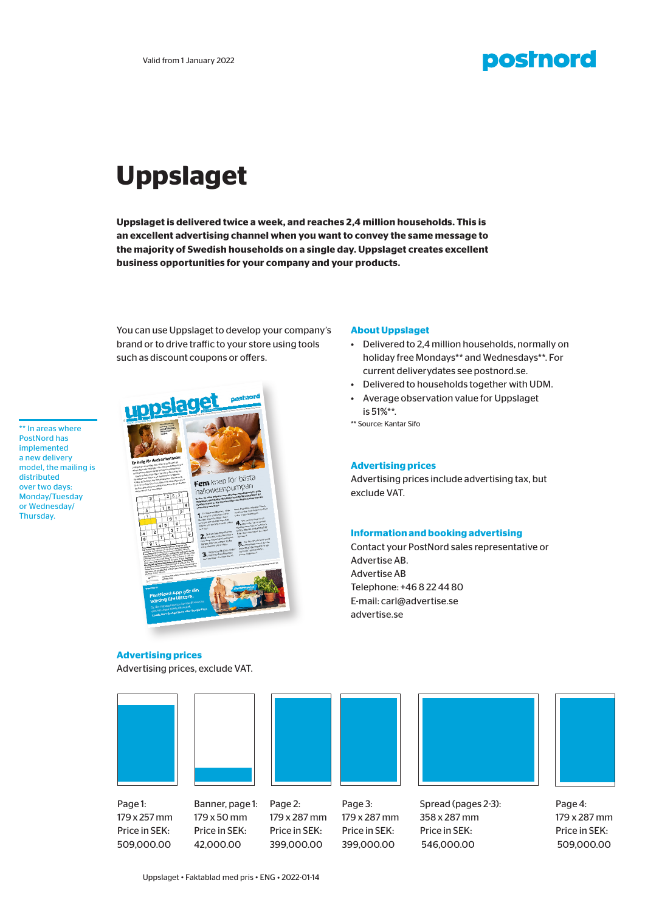Valid from 1 January 2022

# Uppslaget

**Uppslaget is delivered twice a week, and reaches 2,4 million households. This is an excellent advertising channel when you want to convey the same message to the majority of Swedish households on a single day. Uppslaget creates excellent business opportunities for your company and your products.**

You can use Uppslaget to develop your company's brand or to drive traffic to your store using tools such as discount coupons or offers.

** In areas where PostNord has implemented a new delivery model, the mailing is distributed over two days: Monday/Tuesday or Wednesday/Thursday.

### About Uppslaget

- Delivered to 2,4 million households, normally on holiday free Mondays** and Wednesdays**. For current deliverydates see postnord.se.
- Delivered to households together with UDM.
- Average observation value for Uppslaget is 51%**.

** Source: Kantar Sifo

### Advertising prices

Advertising prices include advertising tax, but exclude VAT.

### Information and booking advertising

Contact your PostNord sales representative or Advertise AB.

Advertise AB
Telephone: +46 8 22 44 80
E-mail: carl@advertise.se
advertise.se

### Advertising prices

Advertising prices, exclude VAT.

| Page 1: | Banner, page 1: | Page 2: | Page 3: | Spread (pages 2-3): | Page 4: |
|---|---|---|---|---|---|
| 179 x 257 mm | 179 x 50 mm | 179 x 287 mm | 179 x 287 mm | 358 x 287 mm | 179 x 287 mm |
| Price in SEK: | Price in SEK: | Price in SEK: | Price in SEK: | Price in SEK: | Price in SEK: |
| 509,000.00 | 42,000.00 | 399,000.00 | 399,000.00 | 546,000.00 | 509,000.00 |

Uppslaget • Faktablad med pris • ENG • 2022-01-14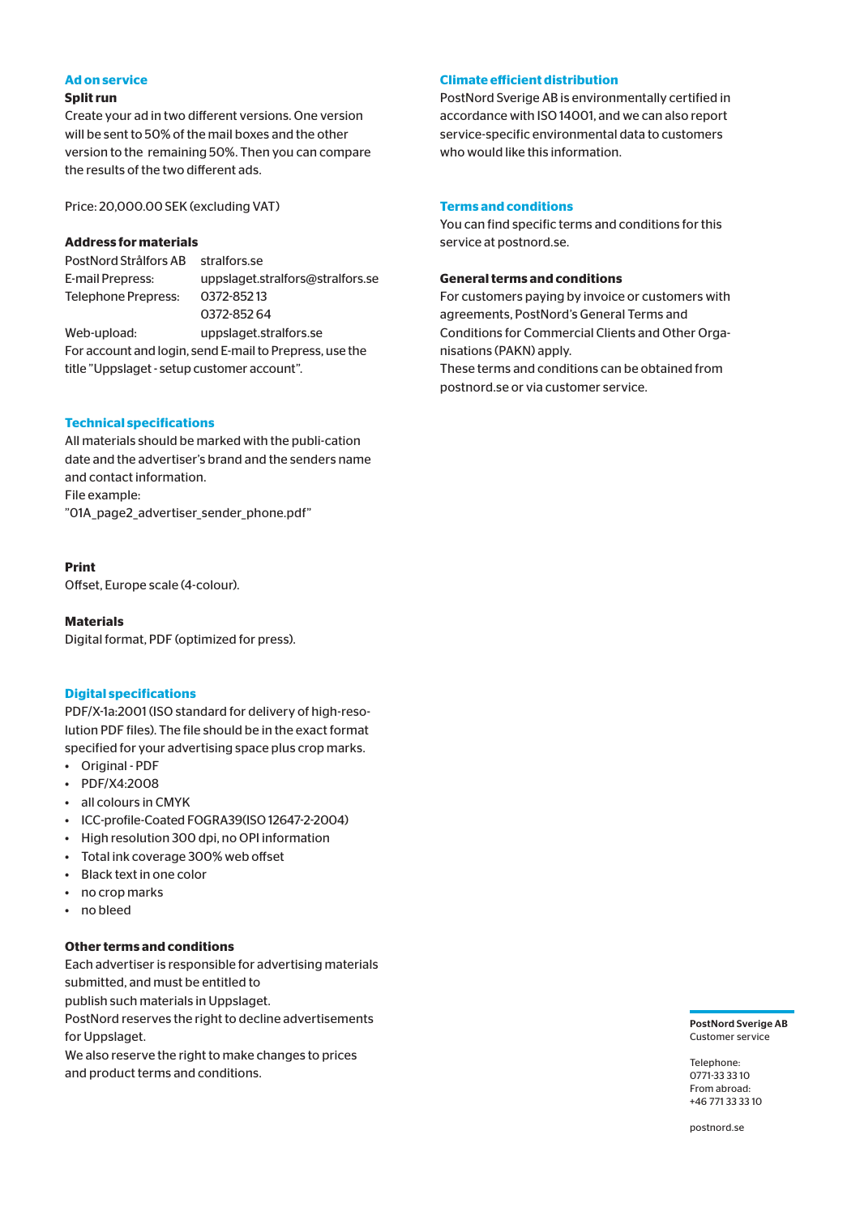## Ad on service

**Split run**

Create your ad in two different versions. One version will be sent to 50% of the mail boxes and the other version to the remaining 50%. Then you can compare the results of the two different ads.

Price: 20,000.00 SEK (excluding VAT)

**Address for materials**

| | |
|---|---|
| PostNord Strålfors AB | stralfors.se |
| E-mail Prepress: | uppslaget.stralfors@stralfors.se |
| Telephone Prepress: | 0372-852 13 |
| | 0372-852 64 |
| Web-upload: | uppslaget.stralfors.se |

For account and login, send E-mail to Prepress, use the title "Uppslaget - setup customer account".

## Technical specifications

All materials should be marked with the publi-cation date and the advertiser's brand and the senders name and contact information.
File example:
"01A_page2_advertiser_sender_phone.pdf"

**Print**

Offset, Europe scale (4-colour).

**Materials**

Digital format, PDF (optimized for press).

## Digital specifications

PDF/X-1a:2001 (ISO standard for delivery of high-resolution PDF files). The file should be in the exact format specified for your advertising space plus crop marks.

- Original - PDF
- PDF/X4:2008
- all colours in CMYK
- ICC-profile-Coated FOGRA39(ISO 12647-2-2004)
- High resolution 300 dpi, no OPI information
- Total ink coverage 300% web offset
- Black text in one color
- no crop marks
- no bleed

**Other terms and conditions**

Each advertiser is responsible for advertising materials submitted, and must be entitled to
publish such materials in Uppslaget.
PostNord reserves the right to decline advertisements for Uppslaget.
We also reserve the right to make changes to prices and product terms and conditions.

## Climate efficient distribution

PostNord Sverige AB is environmentally certified in accordance with ISO 14001, and we can also report service-specific environmental data to customers who would like this information.

## Terms and conditions

You can find specific terms and conditions for this service at postnord.se.

**General terms and conditions**

For customers paying by invoice or customers with agreements, PostNord's General Terms and Conditions for Commercial Clients and Other Organisations (PAKN) apply.
These terms and conditions can be obtained from postnord.se or via customer service.

**PostNord Sverige AB**
Customer service

Telephone:
0771-33 33 10
From abroad:
+46 771 33 33 10

postnord.se